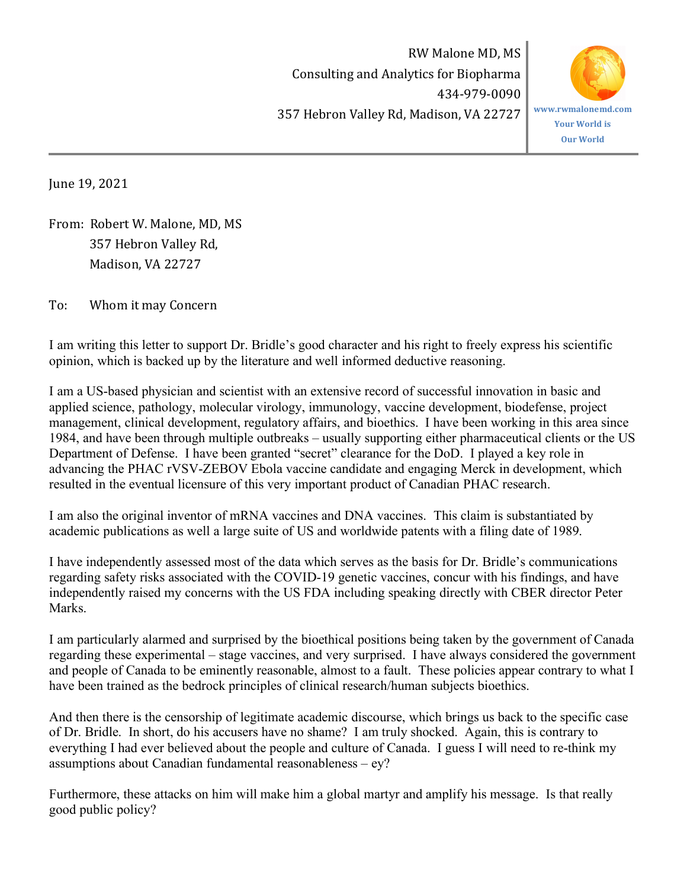RW Malone MD, MS
Consulting and Analytics for Biopharma
434-979-0090
357 Hebron Valley Rd, Madison, VA 22727

www.rwmalonemd.com
Your World is
Our World

---

June 19, 2021

From: Robert W. Malone, MD, MS
357 Hebron Valley Rd,
Madison, VA 22727

To: Whom it may Concern

I am writing this letter to support Dr. Bridle's good character and his right to freely express his scientific opinion, which is backed up by the literature and well informed deductive reasoning.

I am a US-based physician and scientist with an extensive record of successful innovation in basic and applied science, pathology, molecular virology, immunology, vaccine development, biodefense, project management, clinical development, regulatory affairs, and bioethics. I have been working in this area since 1984, and have been through multiple outbreaks – usually supporting either pharmaceutical clients or the US Department of Defense. I have been granted "secret" clearance for the DoD. I played a key role in advancing the PHAC rVSV-ZEBOV Ebola vaccine candidate and engaging Merck in development, which resulted in the eventual licensure of this very important product of Canadian PHAC research.

I am also the original inventor of mRNA vaccines and DNA vaccines. This claim is substantiated by academic publications as well a large suite of US and worldwide patents with a filing date of 1989.

I have independently assessed most of the data which serves as the basis for Dr. Bridle's communications regarding safety risks associated with the COVID-19 genetic vaccines, concur with his findings, and have independently raised my concerns with the US FDA including speaking directly with CBER director Peter Marks.

I am particularly alarmed and surprised by the bioethical positions being taken by the government of Canada regarding these experimental – stage vaccines, and very surprised. I have always considered the government and people of Canada to be eminently reasonable, almost to a fault. These policies appear contrary to what I have been trained as the bedrock principles of clinical research/human subjects bioethics.

And then there is the censorship of legitimate academic discourse, which brings us back to the specific case of Dr. Bridle. In short, do his accusers have no shame? I am truly shocked. Again, this is contrary to everything I had ever believed about the people and culture of Canada. I guess I will need to re-think my assumptions about Canadian fundamental reasonableness – ey?

Furthermore, these attacks on him will make him a global martyr and amplify his message. Is that really good public policy?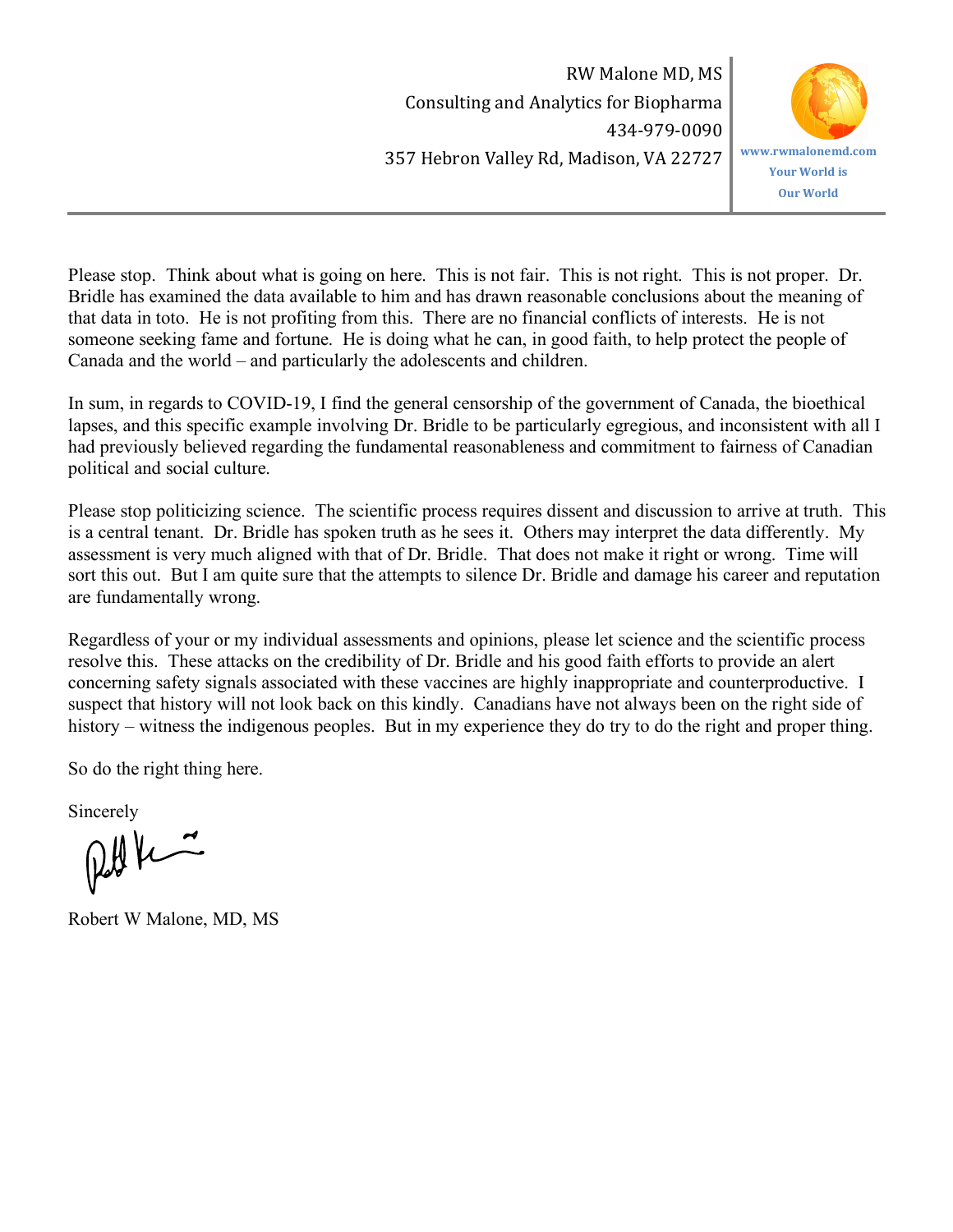RW Malone MD, MS
Consulting and Analytics for Biopharma
434-979-0090
357 Hebron Valley Rd, Madison, VA 22727

www.rwmalonemd.com
Your World is
Our World

Please stop. Think about what is going on here. This is not fair. This is not right. This is not proper. Dr. Bridle has examined the data available to him and has drawn reasonable conclusions about the meaning of that data in toto. He is not profiting from this. There are no financial conflicts of interests. He is not someone seeking fame and fortune. He is doing what he can, in good faith, to help protect the people of Canada and the world – and particularly the adolescents and children.

In sum, in regards to COVID-19, I find the general censorship of the government of Canada, the bioethical lapses, and this specific example involving Dr. Bridle to be particularly egregious, and inconsistent with all I had previously believed regarding the fundamental reasonableness and commitment to fairness of Canadian political and social culture.

Please stop politicizing science. The scientific process requires dissent and discussion to arrive at truth. This is a central tenant. Dr. Bridle has spoken truth as he sees it. Others may interpret the data differently. My assessment is very much aligned with that of Dr. Bridle. That does not make it right or wrong. Time will sort this out. But I am quite sure that the attempts to silence Dr. Bridle and damage his career and reputation are fundamentally wrong.

Regardless of your or my individual assessments and opinions, please let science and the scientific process resolve this. These attacks on the credibility of Dr. Bridle and his good faith efforts to provide an alert concerning safety signals associated with these vaccines are highly inappropriate and counterproductive. I suspect that history will not look back on this kindly. Canadians have not always been on the right side of history – witness the indigenous peoples. But in my experience they do try to do the right and proper thing.

So do the right thing here.

Sincerely

Robert W Malone, MD, MS